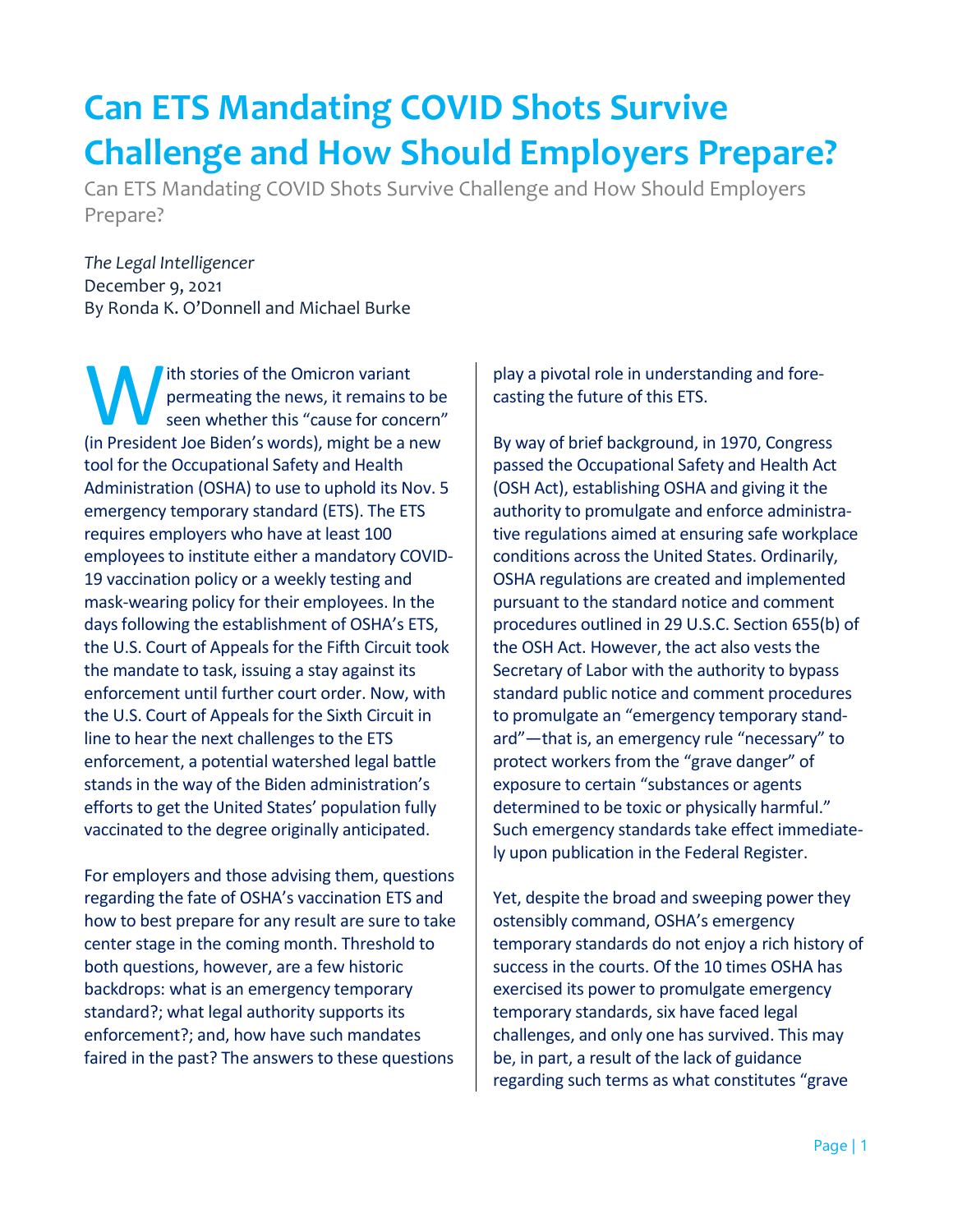# Can ETS Mandating COVID Shots Survive Challenge and How Should Employers Prepare?

Can ETS Mandating COVID Shots Survive Challenge and How Should Employers Prepare?

*The Legal Intelligencer*
December 9, 2021
By Ronda K. O'Donnell and Michael Burke

With stories of the Omicron variant permeating the news, it remains to be seen whether this "cause for concern" (in President Joe Biden's words), might be a new tool for the Occupational Safety and Health Administration (OSHA) to use to uphold its Nov. 5 emergency temporary standard (ETS). The ETS requires employers who have at least 100 employees to institute either a mandatory COVID-19 vaccination policy or a weekly testing and mask-wearing policy for their employees. In the days following the establishment of OSHA's ETS, the U.S. Court of Appeals for the Fifth Circuit took the mandate to task, issuing a stay against its enforcement until further court order. Now, with the U.S. Court of Appeals for the Sixth Circuit in line to hear the next challenges to the ETS enforcement, a potential watershed legal battle stands in the way of the Biden administration's efforts to get the United States' population fully vaccinated to the degree originally anticipated.

For employers and those advising them, questions regarding the fate of OSHA's vaccination ETS and how to best prepare for any result are sure to take center stage in the coming month. Threshold to both questions, however, are a few historic backdrops: what is an emergency temporary standard?; what legal authority supports its enforcement?; and, how have such mandates faired in the past? The answers to these questions play a pivotal role in understanding and forecasting the future of this ETS.

By way of brief background, in 1970, Congress passed the Occupational Safety and Health Act (OSH Act), establishing OSHA and giving it the authority to promulgate and enforce administrative regulations aimed at ensuring safe workplace conditions across the United States. Ordinarily, OSHA regulations are created and implemented pursuant to the standard notice and comment procedures outlined in 29 U.S.C. Section 655(b) of the OSH Act. However, the act also vests the Secretary of Labor with the authority to bypass standard public notice and comment procedures to promulgate an "emergency temporary standard"—that is, an emergency rule "necessary" to protect workers from the "grave danger" of exposure to certain "substances or agents determined to be toxic or physically harmful." Such emergency standards take effect immediately upon publication in the Federal Register.

Yet, despite the broad and sweeping power they ostensibly command, OSHA's emergency temporary standards do not enjoy a rich history of success in the courts. Of the 10 times OSHA has exercised its power to promulgate emergency temporary standards, six have faced legal challenges, and only one has survived. This may be, in part, a result of the lack of guidance regarding such terms as what constitutes "grave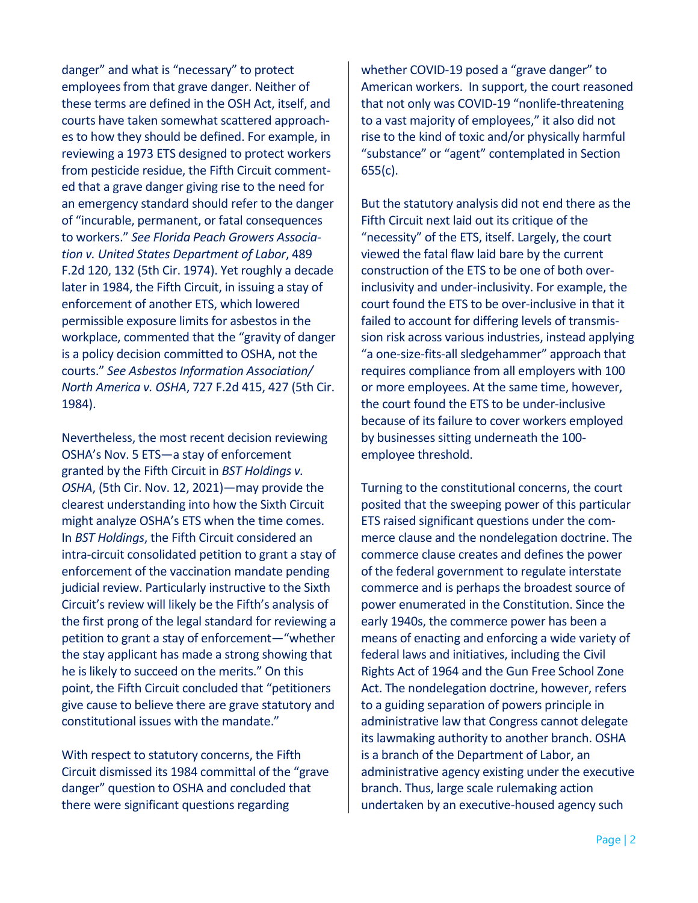danger" and what is "necessary" to protect employees from that grave danger. Neither of these terms are defined in the OSH Act, itself, and courts have taken somewhat scattered approaches to how they should be defined. For example, in reviewing a 1973 ETS designed to protect workers from pesticide residue, the Fifth Circuit commented that a grave danger giving rise to the need for an emergency standard should refer to the danger of "incurable, permanent, or fatal consequences to workers." *See Florida Peach Growers Association v. United States Department of Labor*, 489 F.2d 120, 132 (5th Cir. 1974). Yet roughly a decade later in 1984, the Fifth Circuit, in issuing a stay of enforcement of another ETS, which lowered permissible exposure limits for asbestos in the workplace, commented that the "gravity of danger is a policy decision committed to OSHA, not the courts." *See Asbestos Information Association/North America v. OSHA*, 727 F.2d 415, 427 (5th Cir. 1984).

Nevertheless, the most recent decision reviewing OSHA's Nov. 5 ETS—a stay of enforcement granted by the Fifth Circuit in *BST Holdings v. OSHA*, (5th Cir. Nov. 12, 2021)—may provide the clearest understanding into how the Sixth Circuit might analyze OSHA's ETS when the time comes. In *BST Holdings*, the Fifth Circuit considered an intra-circuit consolidated petition to grant a stay of enforcement of the vaccination mandate pending judicial review. Particularly instructive to the Sixth Circuit's review will likely be the Fifth's analysis of the first prong of the legal standard for reviewing a petition to grant a stay of enforcement—"whether the stay applicant has made a strong showing that he is likely to succeed on the merits." On this point, the Fifth Circuit concluded that "petitioners give cause to believe there are grave statutory and constitutional issues with the mandate."

With respect to statutory concerns, the Fifth Circuit dismissed its 1984 committal of the "grave danger" question to OSHA and concluded that there were significant questions regarding whether COVID-19 posed a "grave danger" to American workers. In support, the court reasoned that not only was COVID-19 "nonlife-threatening to a vast majority of employees," it also did not rise to the kind of toxic and/or physically harmful "substance" or "agent" contemplated in Section 655(c).

But the statutory analysis did not end there as the Fifth Circuit next laid out its critique of the "necessity" of the ETS, itself. Largely, the court viewed the fatal flaw laid bare by the current construction of the ETS to be one of both over-inclusivity and under-inclusivity. For example, the court found the ETS to be over-inclusive in that it failed to account for differing levels of transmission risk across various industries, instead applying "a one-size-fits-all sledgehammer" approach that requires compliance from all employers with 100 or more employees. At the same time, however, the court found the ETS to be under-inclusive because of its failure to cover workers employed by businesses sitting underneath the 100-employee threshold.

Turning to the constitutional concerns, the court posited that the sweeping power of this particular ETS raised significant questions under the commerce clause and the nondelegation doctrine. The commerce clause creates and defines the power of the federal government to regulate interstate commerce and is perhaps the broadest source of power enumerated in the Constitution. Since the early 1940s, the commerce power has been a means of enacting and enforcing a wide variety of federal laws and initiatives, including the Civil Rights Act of 1964 and the Gun Free School Zone Act. The nondelegation doctrine, however, refers to a guiding separation of powers principle in administrative law that Congress cannot delegate its lawmaking authority to another branch. OSHA is a branch of the Department of Labor, an administrative agency existing under the executive branch. Thus, large scale rulemaking action undertaken by an executive-housed agency such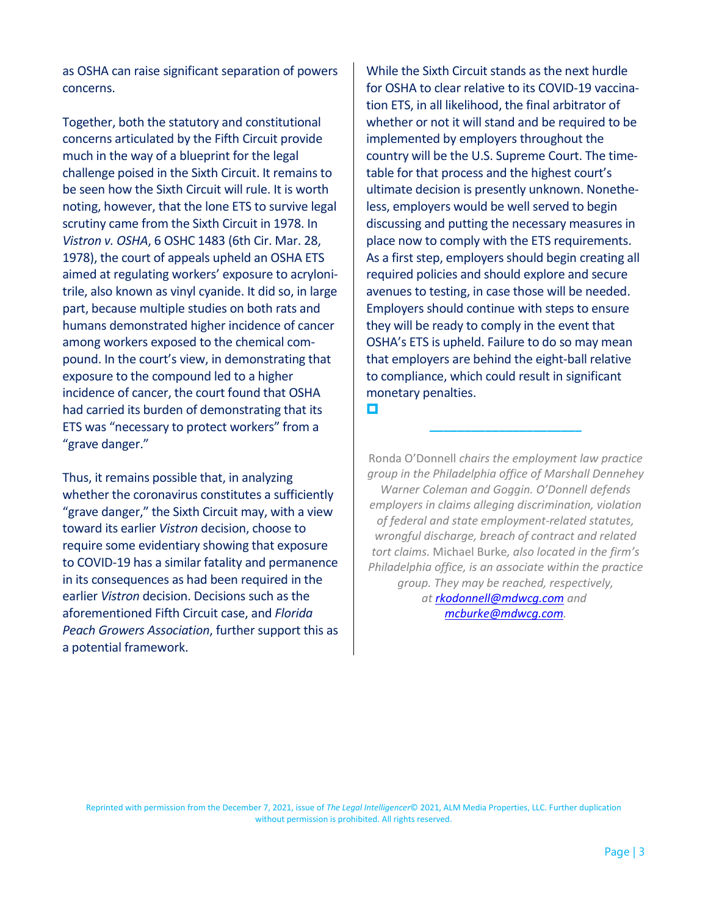as OSHA can raise significant separation of powers concerns.

Together, both the statutory and constitutional concerns articulated by the Fifth Circuit provide much in the way of a blueprint for the legal challenge poised in the Sixth Circuit. It remains to be seen how the Sixth Circuit will rule. It is worth noting, however, that the lone ETS to survive legal scrutiny came from the Sixth Circuit in 1978. In *Vistron v. OSHA*, 6 OSHC 1483 (6th Cir. Mar. 28, 1978), the court of appeals upheld an OSHA ETS aimed at regulating workers' exposure to acrylonitrile, also known as vinyl cyanide. It did so, in large part, because multiple studies on both rats and humans demonstrated higher incidence of cancer among workers exposed to the chemical compound. In the court's view, in demonstrating that exposure to the compound led to a higher incidence of cancer, the court found that OSHA had carried its burden of demonstrating that its ETS was "necessary to protect workers" from a "grave danger."

Thus, it remains possible that, in analyzing whether the coronavirus constitutes a sufficiently "grave danger," the Sixth Circuit may, with a view toward its earlier *Vistron* decision, choose to require some evidentiary showing that exposure to COVID-19 has a similar fatality and permanence in its consequences as had been required in the earlier *Vistron* decision. Decisions such as the aforementioned Fifth Circuit case, and *Florida Peach Growers Association*, further support this as a potential framework.

While the Sixth Circuit stands as the next hurdle for OSHA to clear relative to its COVID-19 vaccination ETS, in all likelihood, the final arbitrator of whether or not it will stand and be required to be implemented by employers throughout the country will be the U.S. Supreme Court. The timetable for that process and the highest court's ultimate decision is presently unknown. Nonetheless, employers would be well served to begin discussing and putting the necessary measures in place now to comply with the ETS requirements. As a first step, employers should begin creating all required policies and should explore and secure avenues to testing, in case those will be needed. Employers should continue with steps to ensure they will be ready to comply in the event that OSHA's ETS is upheld. Failure to do so may mean that employers are behind the eight-ball relative to compliance, which could result in significant monetary penalties.

---

Ronda O'Donnell *chairs the employment law practice group in the Philadelphia office of Marshall Dennehey Warner Coleman and Goggin. O'Donnell defends employers in claims alleging discrimination, violation of federal and state employment-related statutes, wrongful discharge, breach of contract and related tort claims.* Michael Burke*, also located in the firm's Philadelphia office, is an associate within the practice group. They may be reached, respectively, at* rkodonnell@mdwcg.com *and* mcburke@mdwcg.com.

Reprinted with permission from the December 7, 2021, issue of *The Legal Intelligencer*© 2021, ALM Media Properties, LLC. Further duplication without permission is prohibited. All rights reserved.